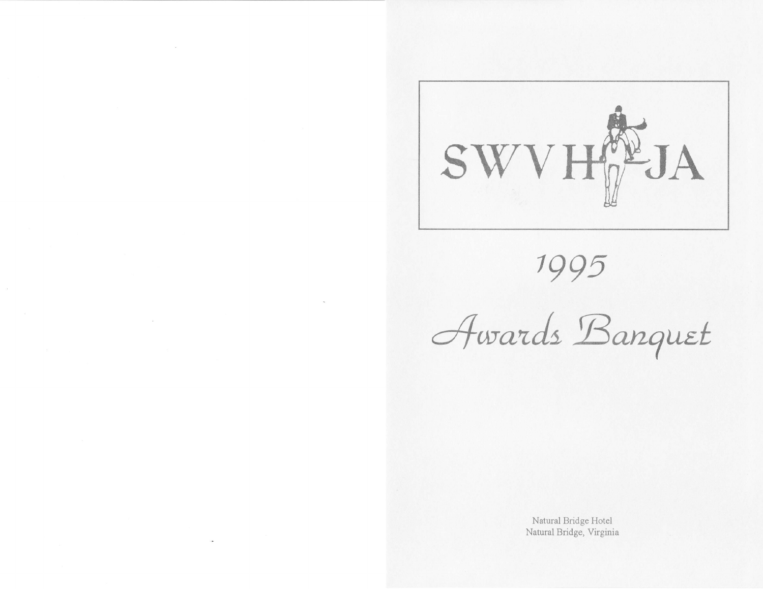# SWVHJA

## 1995

## Awards Banquet

Natural Bridge Hotel
Natural Bridge, Virginia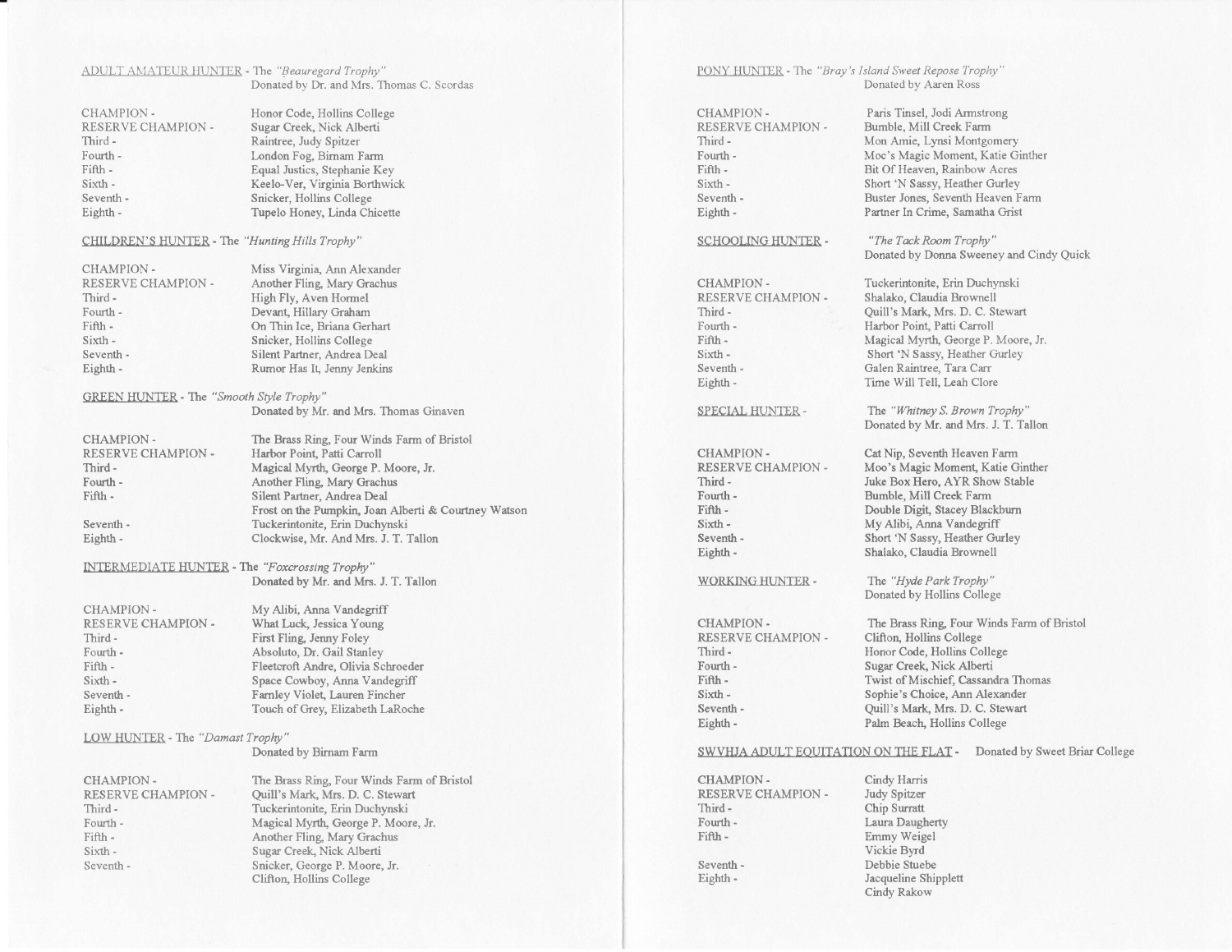ADULT AMATEUR HUNTER - The *"Beauregard Trophy"*
Donated by Dr. and Mrs. Thomas C. Scordas

CHAMPION - Honor Code, Hollins College
RESERVE CHAMPION - Sugar Creek, Nick Alberti
Third - Raintree, Judy Spitzer
Fourth - London Fog, Birnam Farm
Fifth - Equal Justics, Stephanie Key
Sixth - Keelo-Ver, Virginia Borthwick
Seventh - Snicker, Hollins College
Eighth - Tupelo Honey, Linda Chicette

CHILDREN'S HUNTER - The *"Hunting Hills Trophy"*

CHAMPION - Miss Virginia, Ann Alexander
RESERVE CHAMPION - Another Fling, Mary Grachus
Third - High Fly, Aven Hormel
Fourth - Devant, Hillary Graham
Fifth - On Thin Ice, Briana Gerhart
Sixth - Snicker, Hollins College
Seventh - Silent Partner, Andrea Deal
Eighth - Rumor Has It, Jenny Jenkins

GREEN HUNTER - The *"Smooth Style Trophy"*
Donated by Mr. and Mrs. Thomas Ginaven

CHAMPION - The Brass Ring, Four Winds Farm of Bristol
RESERVE CHAMPION - Harbor Point, Patti Carroll
Third - Magical Myrth, George P. Moore, Jr.
Fourth - Another Fling, Mary Grachus
Fifth - Silent Partner, Andrea Deal
Frost on the Pumpkin, Joan Alberti & Courtney Watson
Seventh - Tuckerintonite, Erin Duchynski
Eighth - Clockwise, Mr. And Mrs. J. T. Tallon

INTERMEDIATE HUNTER - The *"Foxcrossing Trophy"*
Donated by Mr. and Mrs. J. T. Tallon

CHAMPION - My Alibi, Anna Vandegriff
RESERVE CHAMPION - What Luck, Jessica Young
Third - First Fling, Jenny Foley
Fourth - Absoluto, Dr. Gail Stanley
Fifth - Fleetcroft Andre, Olivia Schroeder
Sixth - Space Cowboy, Anna Vandegriff
Seventh - Farnley Violet, Lauren Fincher
Eighth - Touch of Grey, Elizabeth LaRoche

LOW HUNTER - The *"Damast Trophy"*
Donated by Birnam Farm

CHAMPION - The Brass Ring, Four Winds Farm of Bristol
RESERVE CHAMPION - Quill's Mark, Mrs. D. C. Stewart
Third - Tuckerintonite, Erin Duchynski
Fourth - Magical Myrth, George P. Moore, Jr.
Fifth - Another Fling, Mary Grachus
Sixth - Sugar Creek, Nick Alberti
Seventh - Snicker, George P. Moore, Jr.
Clifton, Hollins College

PONY HUNTER - The *"Bray's Island Sweet Repose Trophy"*
Donated by Aaren Ross

CHAMPION - Paris Tinsel, Jodi Armstrong
RESERVE CHAMPION - Bumble, Mill Creek Farm
Third - Mon Amie, Lynsi Montgomery
Fourth - Moc's Magic Moment, Katie Ginther
Fifth - Bit Of Heaven, Rainbow Acres
Sixth - Short 'N Sassy, Heather Gurley
Seventh - Buster Jones, Seventh Heaven Farm
Eighth - Partner In Crime, Samatha Grist

SCHOOLING HUNTER - *"The Tack Room Trophy"*
Donated by Donna Sweeney and Cindy Quick

CHAMPION - Tuckerintonite, Erin Duchynski
RESERVE CHAMPION - Shalako, Claudia Brownell
Third - Quill's Mark, Mrs. D. C. Stewart
Fourth - Harbor Point, Patti Carroll
Fifth - Magical Myrth, George P. Moore, Jr.
Sixth - Short 'N Sassy, Heather Gurley
Seventh - Galen Raintree, Tara Carr
Eighth - Time Will Tell, Leah Clore

SPECIAL HUNTER - The *"Whitney S. Brown Trophy"*
Donated by Mr. and Mrs. J. T. Tallon

CHAMPION - Cat Nip, Seventh Heaven Farm
RESERVE CHAMPION - Moo's Magic Moment, Katie Ginther
Third - Juke Box Hero, AYR Show Stable
Fourth - Bumble, Mill Creek Farm
Fifth - Double Digit, Stacey Blackburn
Sixth - My Alibi, Anna Vandegriff
Seventh - Short 'N Sassy, Heather Gurley
Eighth - Shalako, Claudia Brownell

WORKING HUNTER - The *"Hyde Park Trophy"*
Donated by Hollins College

CHAMPION - The Brass Ring, Four Winds Farm of Bristol
RESERVE CHAMPION - Clifton, Hollins College
Third - Honor Code, Hollins College
Fourth - Sugar Creek, Nick Alberti
Fifth - Twist of Mischief, Cassandra Thomas
Sixth - Sophie's Choice, Ann Alexander
Seventh - Quill's Mark, Mrs. D. C. Stewart
Eighth - Palm Beach, Hollins College

SWVHJA ADULT EQUITATION ON THE FLAT - Donated by Sweet Briar College

CHAMPION - Cindy Harris
RESERVE CHAMPION - Judy Spitzer
Third - Chip Surratt
Fourth - Laura Daugherty
Fifth - Emmy Weigel
Vickie Byrd
Seventh - Debbie Stuebe
Eighth - Jacqueline Shipplett
Cindy Rakow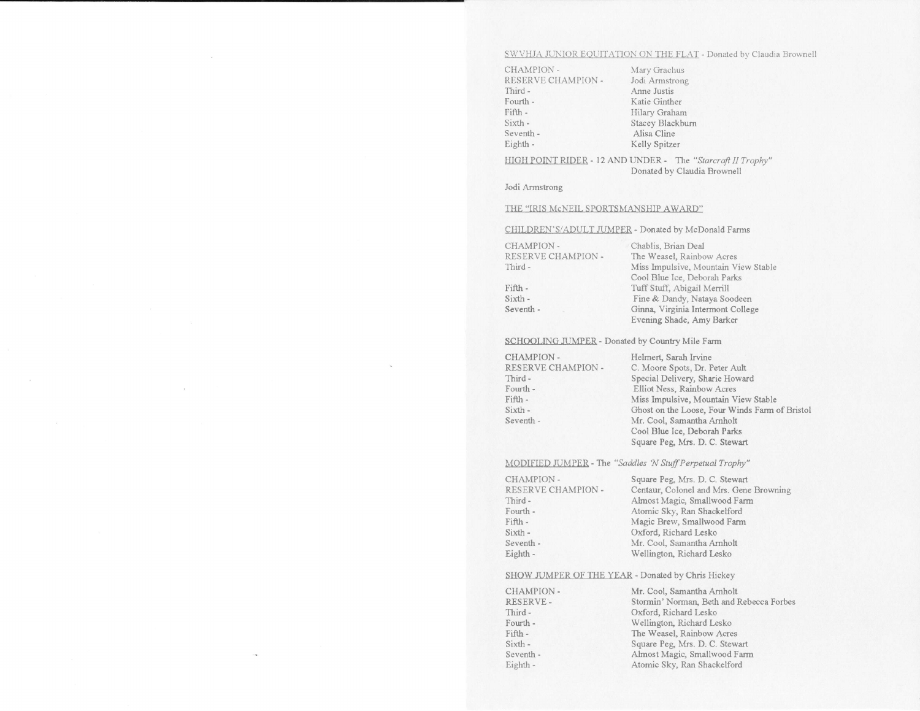SWVHJA JUNIOR EQUITATION ON THE FLAT - Donated by Claudia Brownell

| | |
|---|---|
| CHAMPION - | Mary Grachus |
| RESERVE CHAMPION - | Jodi Armstrong |
| Third - | Anne Justis |
| Fourth - | Katie Ginther |
| Fifth - | Hilary Graham |
| Sixth - | Stacey Blackburn |
| Seventh - | Alisa Cline |
| Eighth - | Kelly Spitzer |

HIGH POINT RIDER - 12 AND UNDER - The *"Starcraft II Trophy"*
Donated by Claudia Brownell

Jodi Armstrong

THE "IRIS McNEIL SPORTSMANSHIP AWARD"

CHILDREN'S/ADULT JUMPER - Donated by McDonald Farms

| | |
|---|---|
| CHAMPION - | Chablis, Brian Deal |
| RESERVE CHAMPION - | The Weasel, Rainbow Acres |
| Third - | Miss Impulsive, Mountain View Stable |
| | Cool Blue Ice, Deborah Parks |
| Fifth - | Tuff Stuff, Abigail Merrill |
| Sixth - | Fine & Dandy, Nataya Soodeen |
| Seventh - | Ginna, Virginia Intermont College |
| | Evening Shade, Amy Barker |

SCHOOLING JUMPER - Donated by Country Mile Farm

| | |
|---|---|
| CHAMPION - | Helmert, Sarah Irvine |
| RESERVE CHAMPION - | C. Moore Spots, Dr. Peter Ault |
| Third - | Special Delivery, Sharie Howard |
| Fourth - | Elliot Ness, Rainbow Acres |
| Fifth - | Miss Impulsive, Mountain View Stable |
| Sixth - | Ghost on the Loose, Four Winds Farm of Bristol |
| Seventh - | Mr. Cool, Samantha Arnholt |
| | Cool Blue Ice, Deborah Parks |
| | Square Peg, Mrs. D. C. Stewart |

MODIFIED JUMPER - The *"Saddles 'N Stuff Perpetual Trophy"*

| | |
|---|---|
| CHAMPION - | Square Peg, Mrs. D. C. Stewart |
| RESERVE CHAMPION - | Centaur, Colonel and Mrs. Gene Browning |
| Third - | Almost Magic, Smallwood Farm |
| Fourth - | Atomic Sky, Ran Shackelford |
| Fifth - | Magic Brew, Smallwood Farm |
| Sixth - | Oxford, Richard Lesko |
| Seventh - | Mr. Cool, Samantha Arnholt |
| Eighth - | Wellington, Richard Lesko |

SHOW JUMPER OF THE YEAR - Donated by Chris Hickey

| | |
|---|---|
| CHAMPION - | Mr. Cool, Samantha Arnholt |
| RESERVE - | Stormin' Norman, Beth and Rebecca Forbes |
| Third - | Oxford, Richard Lesko |
| Fourth - | Wellington, Richard Lesko |
| Fifth - | The Weasel, Rainbow Acres |
| Sixth - | Square Peg, Mrs. D. C. Stewart |
| Seventh - | Almost Magic, Smallwood Farm |
| Eighth - | Atomic Sky, Ran Shackelford |